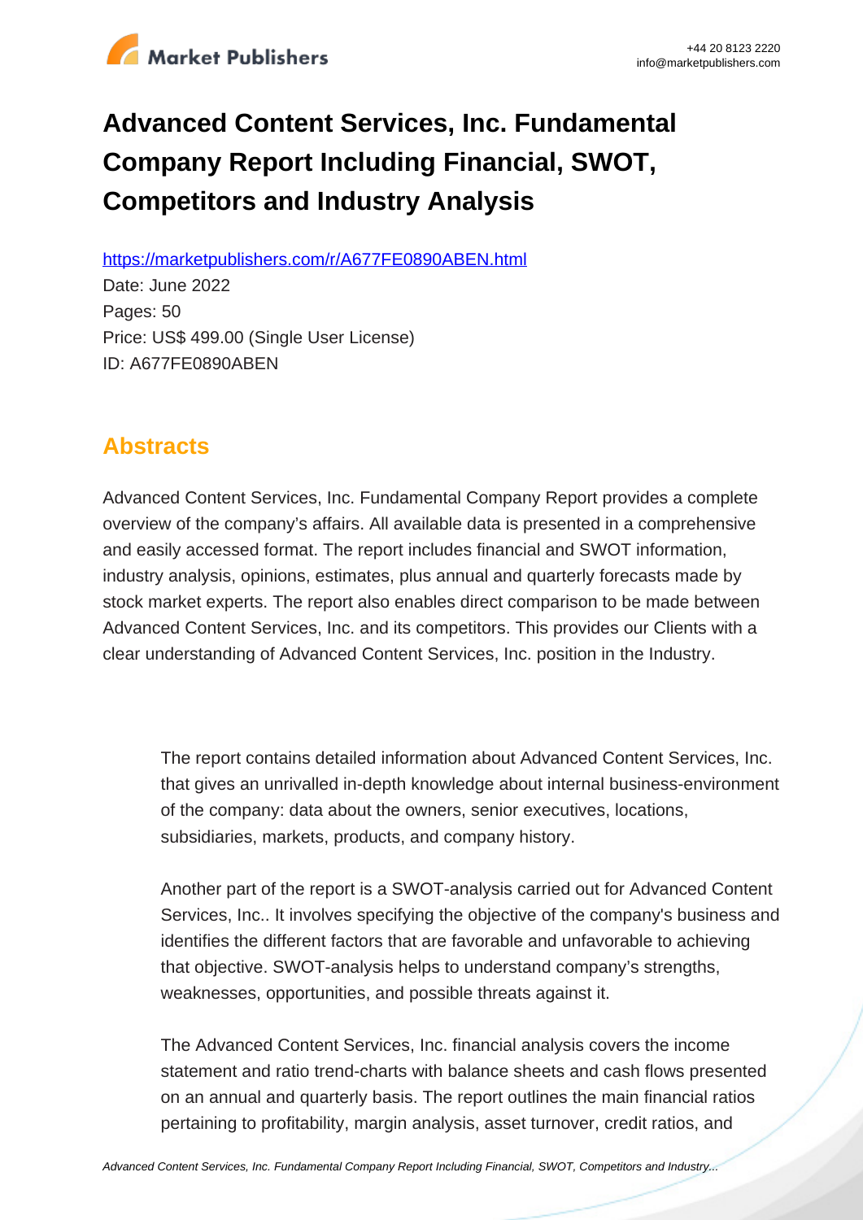# Advanced Content Services, Inc. Fundamental Company Report Including Financial, SWOT, Competitors and Industry Analysis

https://marketpublishers.com/r/A677FE0890ABEN.html

Date: June 2022

Pages: 50

Price: US$ 499.00 (Single User License)

ID: A677FE0890ABEN

## Abstracts

Advanced Content Services, Inc. Fundamental Company Report provides a complete overview of the company's affairs. All available data is presented in a comprehensive and easily accessed format. The report includes financial and SWOT information, industry analysis, opinions, estimates, plus annual and quarterly forecasts made by stock market experts. The report also enables direct comparison to be made between Advanced Content Services, Inc. and its competitors. This provides our Clients with a clear understanding of Advanced Content Services, Inc. position in the Industry.

The report contains detailed information about Advanced Content Services, Inc. that gives an unrivalled in-depth knowledge about internal business-environment of the company: data about the owners, senior executives, locations, subsidiaries, markets, products, and company history.

Another part of the report is a SWOT-analysis carried out for Advanced Content Services, Inc.. It involves specifying the objective of the company's business and identifies the different factors that are favorable and unfavorable to achieving that objective. SWOT-analysis helps to understand company's strengths, weaknesses, opportunities, and possible threats against it.

The Advanced Content Services, Inc. financial analysis covers the income statement and ratio trend-charts with balance sheets and cash flows presented on an annual and quarterly basis. The report outlines the main financial ratios pertaining to profitability, margin analysis, asset turnover, credit ratios, and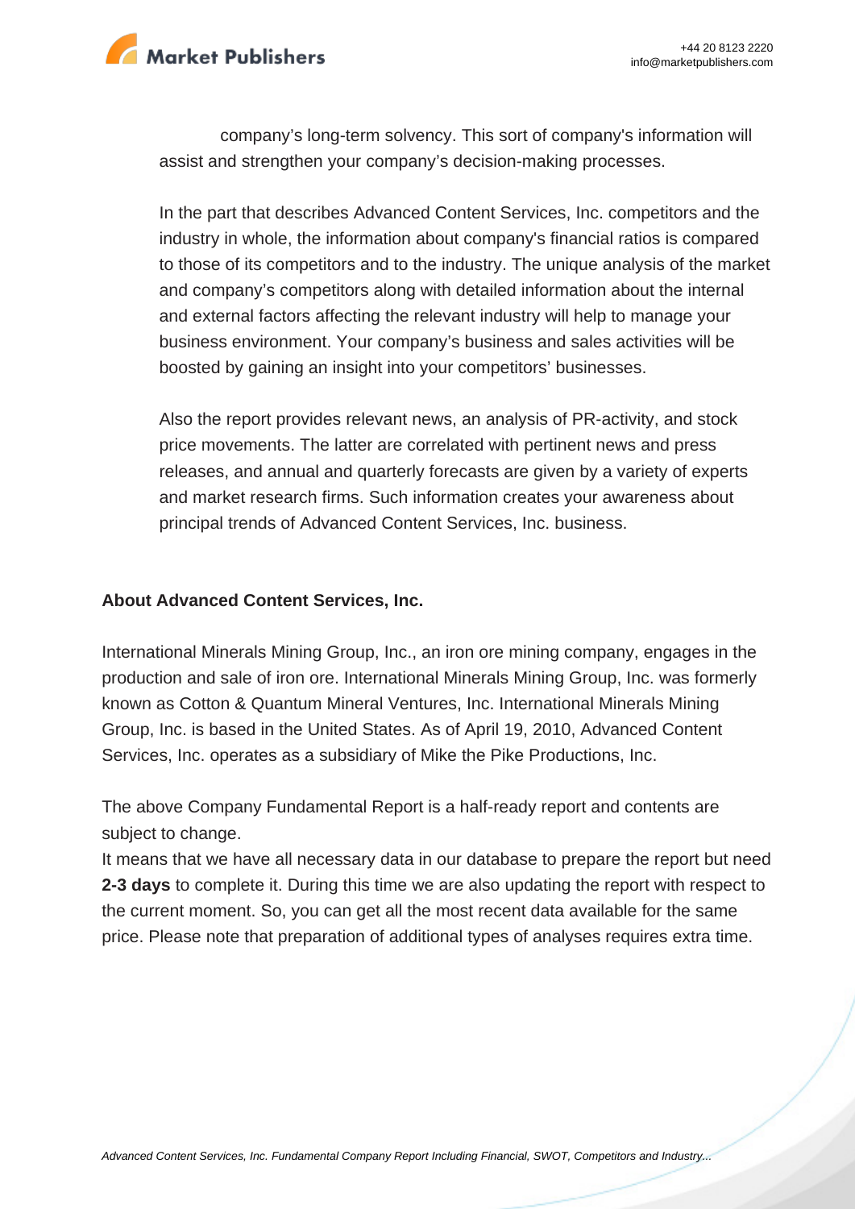company's long-term solvency. This sort of company's information will assist and strengthen your company's decision-making processes.

In the part that describes Advanced Content Services, Inc. competitors and the industry in whole, the information about company's financial ratios is compared to those of its competitors and to the industry. The unique analysis of the market and company's competitors along with detailed information about the internal and external factors affecting the relevant industry will help to manage your business environment. Your company's business and sales activities will be boosted by gaining an insight into your competitors' businesses.

Also the report provides relevant news, an analysis of PR-activity, and stock price movements. The latter are correlated with pertinent news and press releases, and annual and quarterly forecasts are given by a variety of experts and market research firms. Such information creates your awareness about principal trends of Advanced Content Services, Inc. business.

**About Advanced Content Services, Inc.**

International Minerals Mining Group, Inc., an iron ore mining company, engages in the production and sale of iron ore. International Minerals Mining Group, Inc. was formerly known as Cotton & Quantum Mineral Ventures, Inc. International Minerals Mining Group, Inc. is based in the United States. As of April 19, 2010, Advanced Content Services, Inc. operates as a subsidiary of Mike the Pike Productions, Inc.

The above Company Fundamental Report is a half-ready report and contents are subject to change.
It means that we have all necessary data in our database to prepare the report but need **2-3 days** to complete it. During this time we are also updating the report with respect to the current moment. So, you can get all the most recent data available for the same price. Please note that preparation of additional types of analyses requires extra time.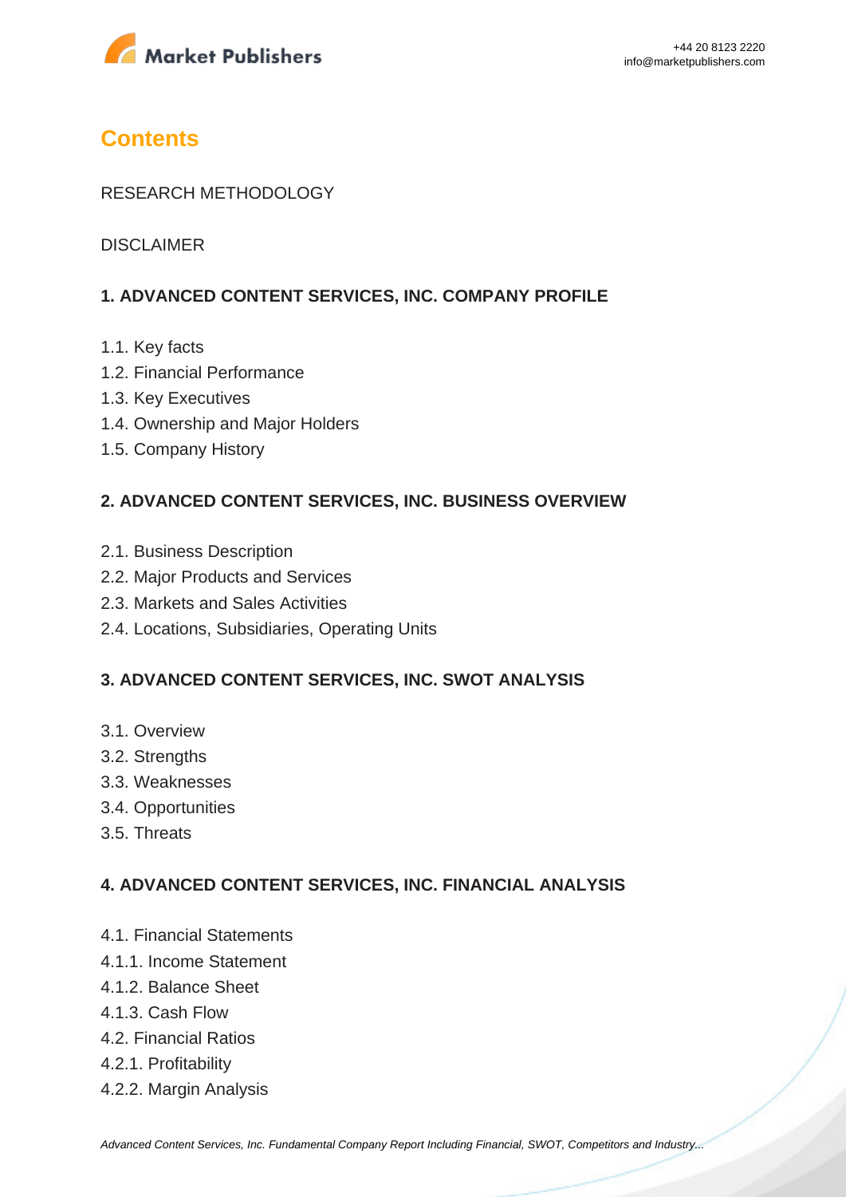# Contents

RESEARCH METHODOLOGY

DISCLAIMER

**1. ADVANCED CONTENT SERVICES, INC. COMPANY PROFILE**

1.1. Key facts
1.2. Financial Performance
1.3. Key Executives
1.4. Ownership and Major Holders
1.5. Company History

**2. ADVANCED CONTENT SERVICES, INC. BUSINESS OVERVIEW**

2.1. Business Description
2.2. Major Products and Services
2.3. Markets and Sales Activities
2.4. Locations, Subsidiaries, Operating Units

**3. ADVANCED CONTENT SERVICES, INC. SWOT ANALYSIS**

3.1. Overview
3.2. Strengths
3.3. Weaknesses
3.4. Opportunities
3.5. Threats

**4. ADVANCED CONTENT SERVICES, INC. FINANCIAL ANALYSIS**

4.1. Financial Statements
4.1.1. Income Statement
4.1.2. Balance Sheet
4.1.3. Cash Flow
4.2. Financial Ratios
4.2.1. Profitability
4.2.2. Margin Analysis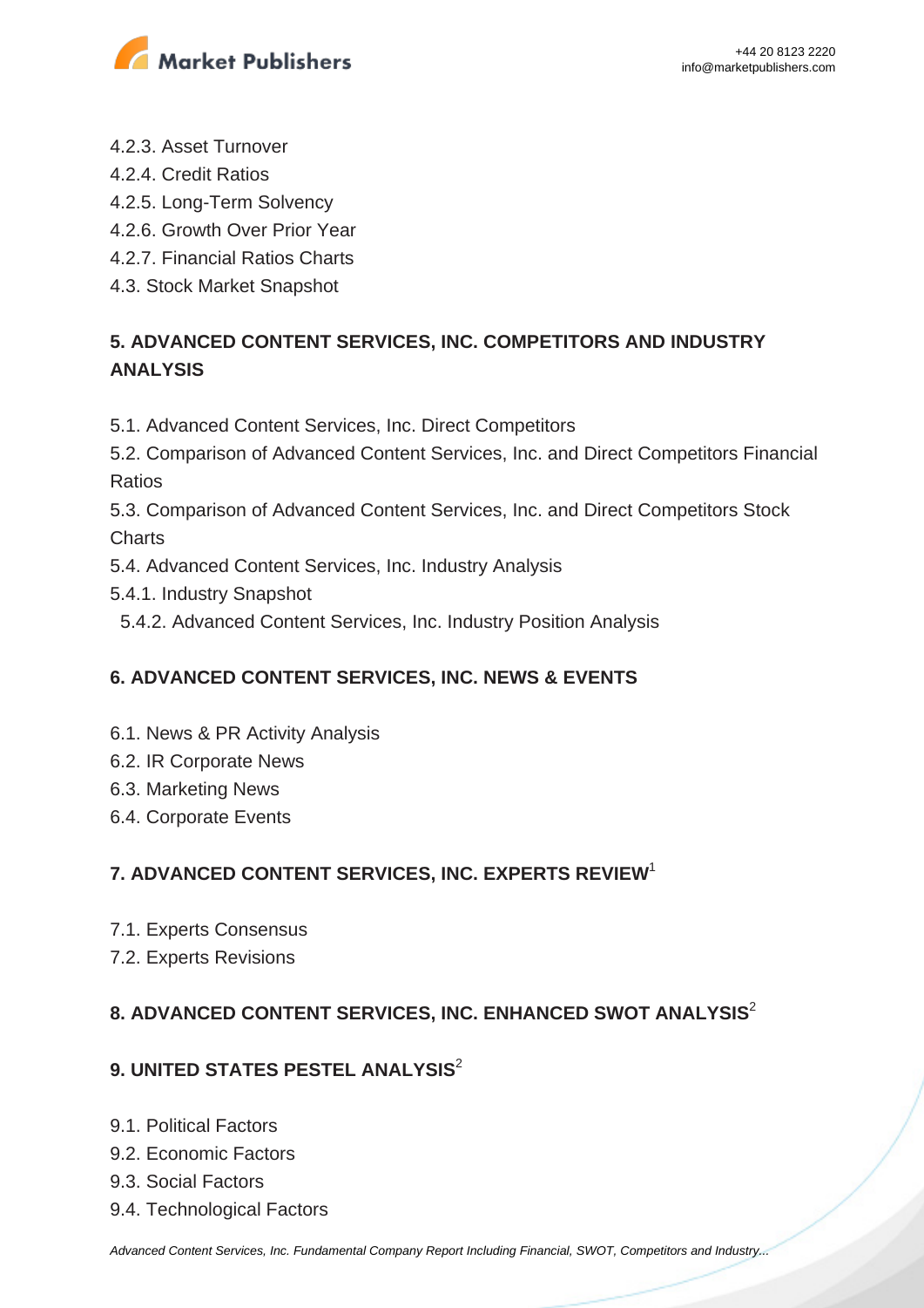4.2.3. Asset Turnover
4.2.4. Credit Ratios
4.2.5. Long-Term Solvency
4.2.6. Growth Over Prior Year
4.2.7. Financial Ratios Charts
4.3. Stock Market Snapshot

## 5. ADVANCED CONTENT SERVICES, INC. COMPETITORS AND INDUSTRY ANALYSIS

5.1. Advanced Content Services, Inc. Direct Competitors
5.2. Comparison of Advanced Content Services, Inc. and Direct Competitors Financial Ratios
5.3. Comparison of Advanced Content Services, Inc. and Direct Competitors Stock Charts
5.4. Advanced Content Services, Inc. Industry Analysis
5.4.1. Industry Snapshot
5.4.2. Advanced Content Services, Inc. Industry Position Analysis

## 6. ADVANCED CONTENT SERVICES, INC. NEWS & EVENTS

6.1. News & PR Activity Analysis
6.2. IR Corporate News
6.3. Marketing News
6.4. Corporate Events

## 7. ADVANCED CONTENT SERVICES, INC. EXPERTS REVIEW[1]

7.1. Experts Consensus
7.2. Experts Revisions

## 8. ADVANCED CONTENT SERVICES, INC. ENHANCED SWOT ANALYSIS[2]

## 9. UNITED STATES PESTEL ANALYSIS[2]

9.1. Political Factors
9.2. Economic Factors
9.3. Social Factors
9.4. Technological Factors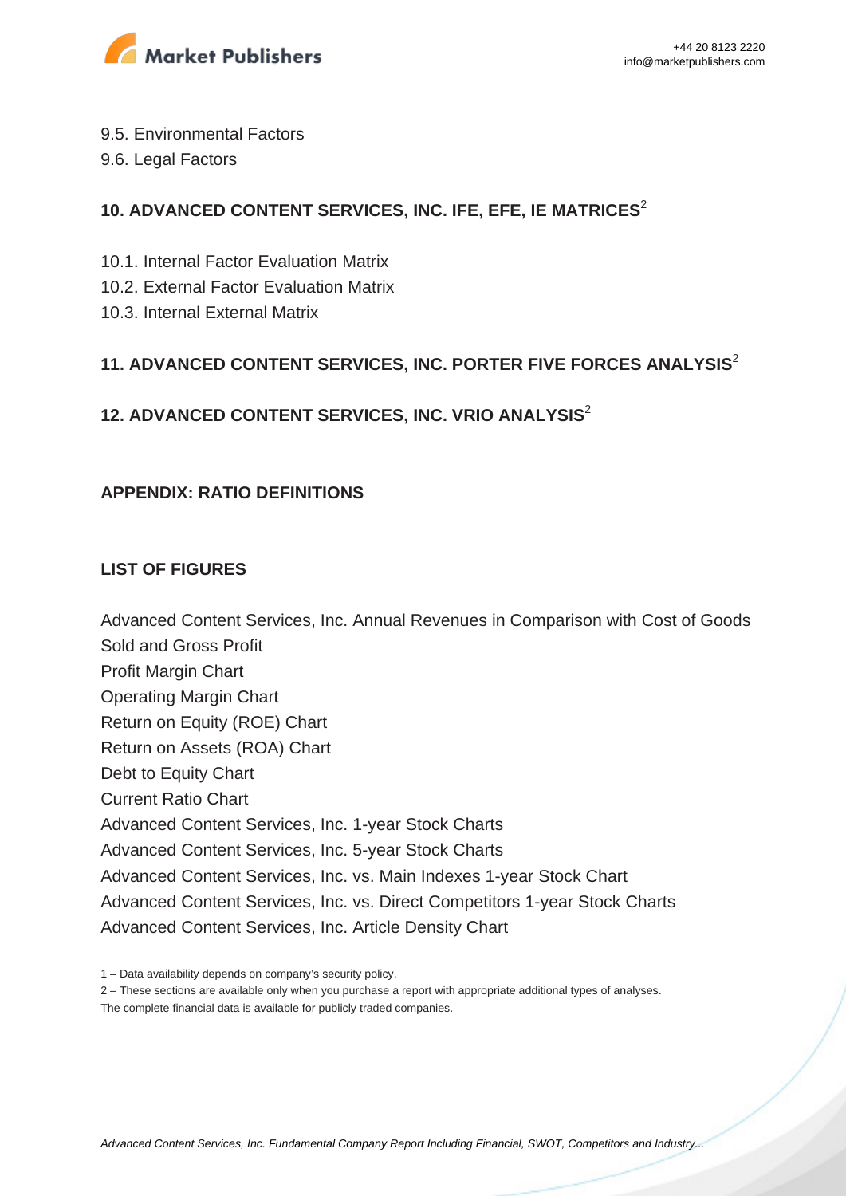9.5. Environmental Factors
9.6. Legal Factors

## 10. ADVANCED CONTENT SERVICES, INC. IFE, EFE, IE MATRICES[2]

10.1. Internal Factor Evaluation Matrix
10.2. External Factor Evaluation Matrix
10.3. Internal External Matrix

## 11. ADVANCED CONTENT SERVICES, INC. PORTER FIVE FORCES ANALYSIS[2]

## 12. ADVANCED CONTENT SERVICES, INC. VRIO ANALYSIS[2]

## APPENDIX: RATIO DEFINITIONS

## LIST OF FIGURES

Advanced Content Services, Inc. Annual Revenues in Comparison with Cost of Goods Sold and Gross Profit
Profit Margin Chart
Operating Margin Chart
Return on Equity (ROE) Chart
Return on Assets (ROA) Chart
Debt to Equity Chart
Current Ratio Chart
Advanced Content Services, Inc. 1-year Stock Charts
Advanced Content Services, Inc. 5-year Stock Charts
Advanced Content Services, Inc. vs. Main Indexes 1-year Stock Chart
Advanced Content Services, Inc. vs. Direct Competitors 1-year Stock Charts
Advanced Content Services, Inc. Article Density Chart

1 – Data availability depends on company's security policy.
2 – These sections are available only when you purchase a report with appropriate additional types of analyses.
The complete financial data is available for publicly traded companies.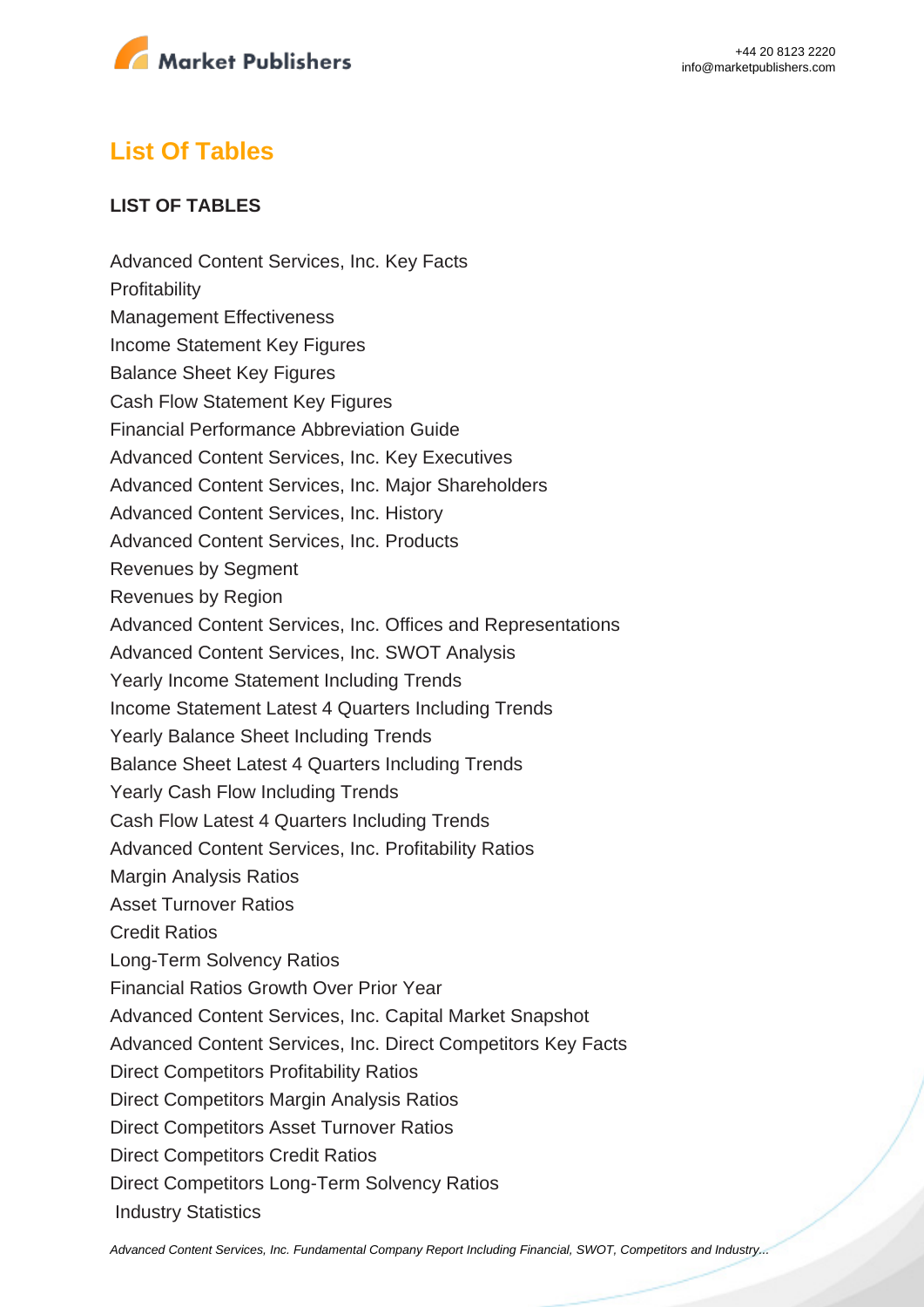## List Of Tables

**LIST OF TABLES**

Advanced Content Services, Inc. Key Facts
Profitability
Management Effectiveness
Income Statement Key Figures
Balance Sheet Key Figures
Cash Flow Statement Key Figures
Financial Performance Abbreviation Guide
Advanced Content Services, Inc. Key Executives
Advanced Content Services, Inc. Major Shareholders
Advanced Content Services, Inc. History
Advanced Content Services, Inc. Products
Revenues by Segment
Revenues by Region
Advanced Content Services, Inc. Offices and Representations
Advanced Content Services, Inc. SWOT Analysis
Yearly Income Statement Including Trends
Income Statement Latest 4 Quarters Including Trends
Yearly Balance Sheet Including Trends
Balance Sheet Latest 4 Quarters Including Trends
Yearly Cash Flow Including Trends
Cash Flow Latest 4 Quarters Including Trends
Advanced Content Services, Inc. Profitability Ratios
Margin Analysis Ratios
Asset Turnover Ratios
Credit Ratios
Long-Term Solvency Ratios
Financial Ratios Growth Over Prior Year
Advanced Content Services, Inc. Capital Market Snapshot
Advanced Content Services, Inc. Direct Competitors Key Facts
Direct Competitors Profitability Ratios
Direct Competitors Margin Analysis Ratios
Direct Competitors Asset Turnover Ratios
Direct Competitors Credit Ratios
Direct Competitors Long-Term Solvency Ratios
Industry Statistics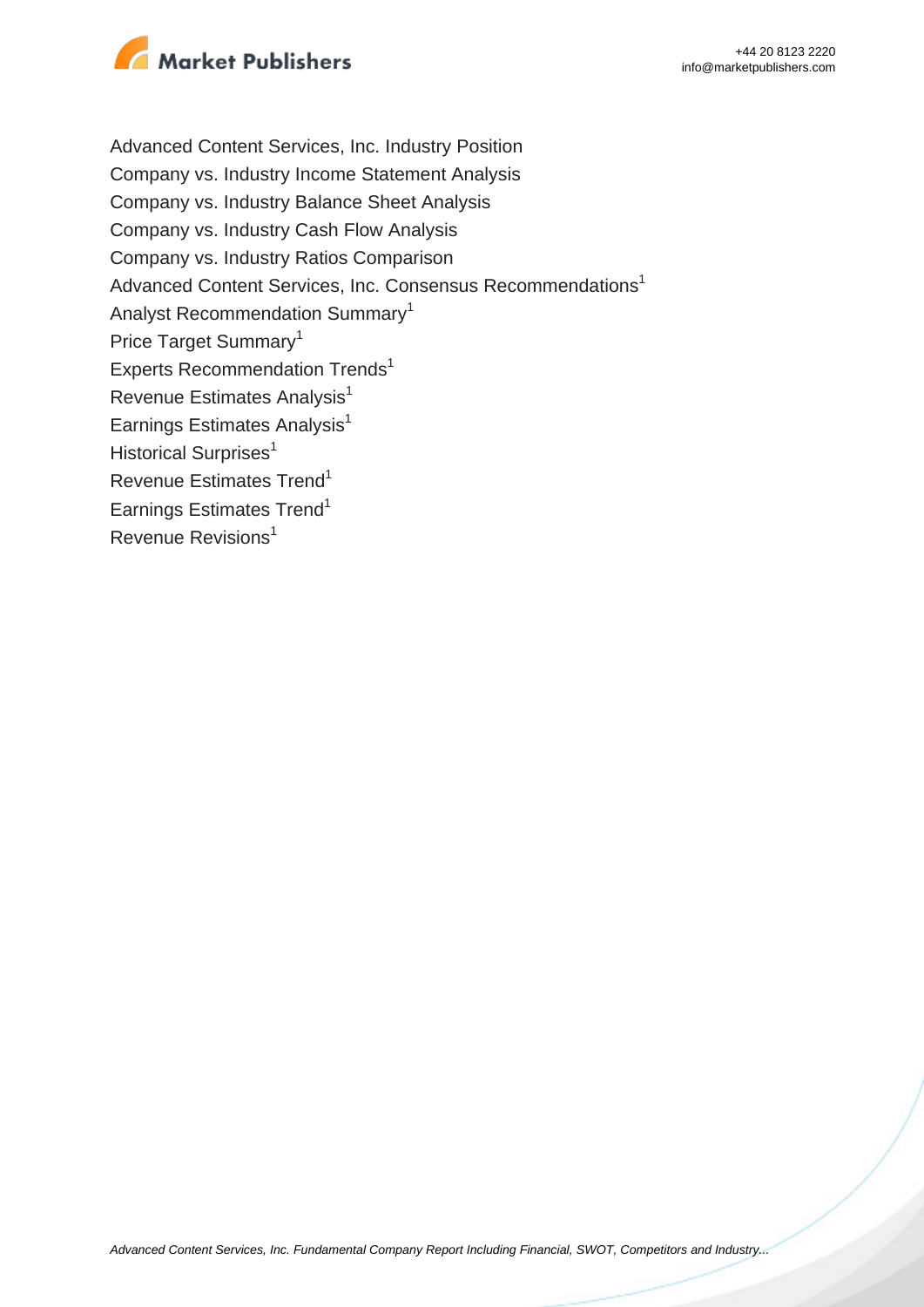Advanced Content Services, Inc. Industry Position
Company vs. Industry Income Statement Analysis
Company vs. Industry Balance Sheet Analysis
Company vs. Industry Cash Flow Analysis
Company vs. Industry Ratios Comparison
Advanced Content Services, Inc. Consensus Recommendations[1]
Analyst Recommendation Summary[1]
Price Target Summary[1]
Experts Recommendation Trends[1]
Revenue Estimates Analysis[1]
Earnings Estimates Analysis[1]
Historical Surprises[1]
Revenue Estimates Trend[1]
Earnings Estimates Trend[1]
Revenue Revisions[1]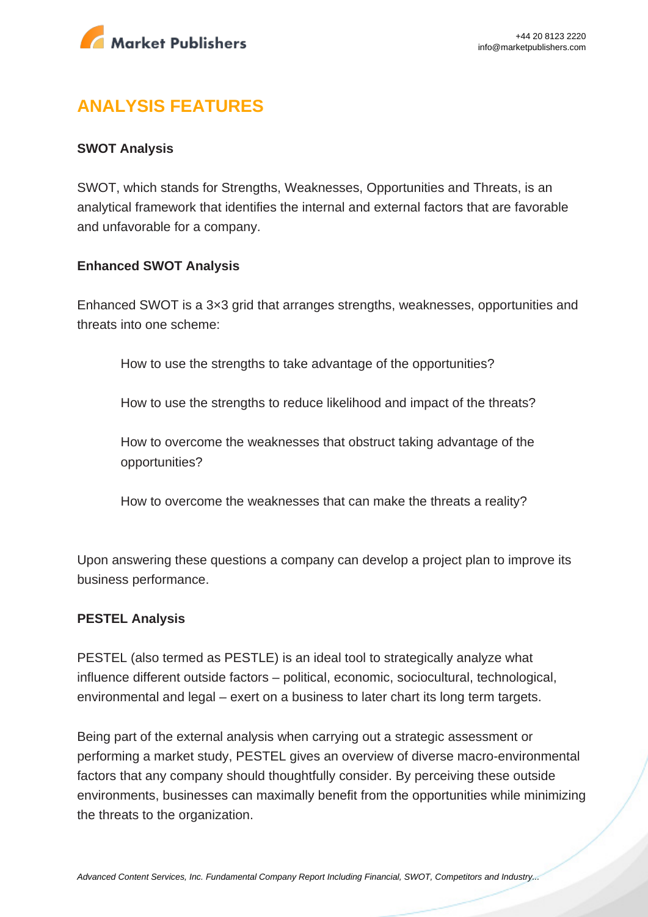## ANALYSIS FEATURES

**SWOT Analysis**

SWOT, which stands for Strengths, Weaknesses, Opportunities and Threats, is an analytical framework that identifies the internal and external factors that are favorable and unfavorable for a company.

**Enhanced SWOT Analysis**

Enhanced SWOT is a 3×3 grid that arranges strengths, weaknesses, opportunities and threats into one scheme:

> How to use the strengths to take advantage of the opportunities?
>
> How to use the strengths to reduce likelihood and impact of the threats?
>
> How to overcome the weaknesses that obstruct taking advantage of the opportunities?
>
> How to overcome the weaknesses that can make the threats a reality?

Upon answering these questions a company can develop a project plan to improve its business performance.

**PESTEL Analysis**

PESTEL (also termed as PESTLE) is an ideal tool to strategically analyze what influence different outside factors – political, economic, sociocultural, technological, environmental and legal – exert on a business to later chart its long term targets.

Being part of the external analysis when carrying out a strategic assessment or performing a market study, PESTEL gives an overview of diverse macro-environmental factors that any company should thoughtfully consider. By perceiving these outside environments, businesses can maximally benefit from the opportunities while minimizing the threats to the organization.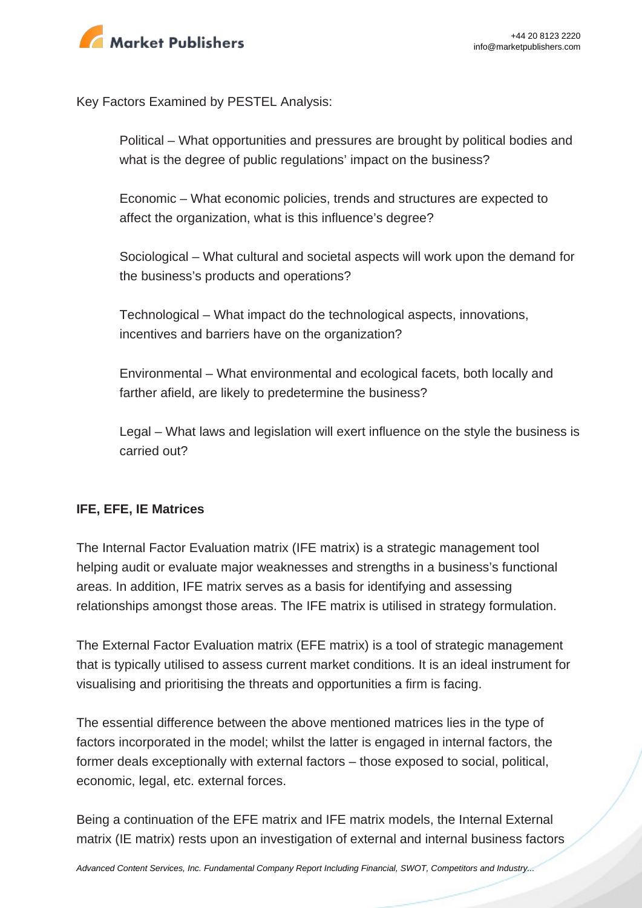Key Factors Examined by PESTEL Analysis:

> Political – What opportunities and pressures are brought by political bodies and what is the degree of public regulations' impact on the business?
>
> Economic – What economic policies, trends and structures are expected to affect the organization, what is this influence's degree?
>
> Sociological – What cultural and societal aspects will work upon the demand for the business's products and operations?
>
> Technological – What impact do the technological aspects, innovations, incentives and barriers have on the organization?
>
> Environmental – What environmental and ecological facets, both locally and farther afield, are likely to predetermine the business?
>
> Legal – What laws and legislation will exert influence on the style the business is carried out?

**IFE, EFE, IE Matrices**

The Internal Factor Evaluation matrix (IFE matrix) is a strategic management tool helping audit or evaluate major weaknesses and strengths in a business's functional areas. In addition, IFE matrix serves as a basis for identifying and assessing relationships amongst those areas. The IFE matrix is utilised in strategy formulation.

The External Factor Evaluation matrix (EFE matrix) is a tool of strategic management that is typically utilised to assess current market conditions. It is an ideal instrument for visualising and prioritising the threats and opportunities a firm is facing.

The essential difference between the above mentioned matrices lies in the type of factors incorporated in the model; whilst the latter is engaged in internal factors, the former deals exceptionally with external factors – those exposed to social, political, economic, legal, etc. external forces.

Being a continuation of the EFE matrix and IFE matrix models, the Internal External matrix (IE matrix) rests upon an investigation of external and internal business factors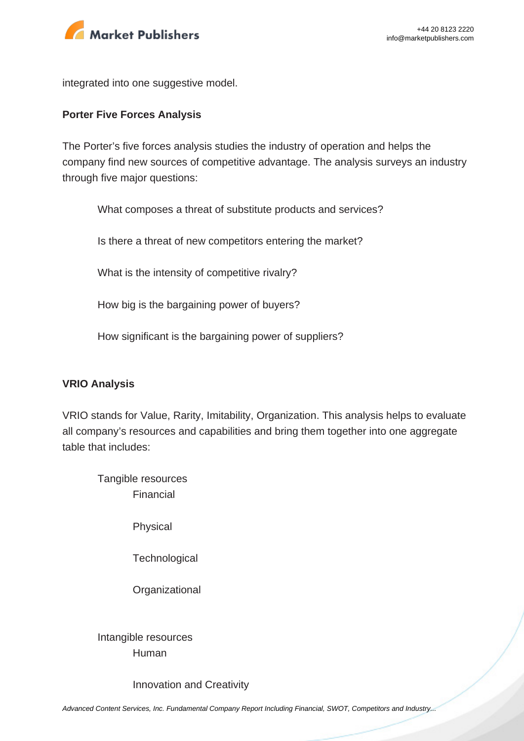integrated into one suggestive model.

**Porter Five Forces Analysis**

The Porter's five forces analysis studies the industry of operation and helps the company find new sources of competitive advantage. The analysis surveys an industry through five major questions:

- What composes a threat of substitute products and services?
- Is there a threat of new competitors entering the market?
- What is the intensity of competitive rivalry?
- How big is the bargaining power of buyers?
- How significant is the bargaining power of suppliers?

**VRIO Analysis**

VRIO stands for Value, Rarity, Imitability, Organization. This analysis helps to evaluate all company's resources and capabilities and bring them together into one aggregate table that includes:

- Tangible resources
  - Financial
  - Physical
  - Technological
  - Organizational
- Intangible resources
  - Human
  - Innovation and Creativity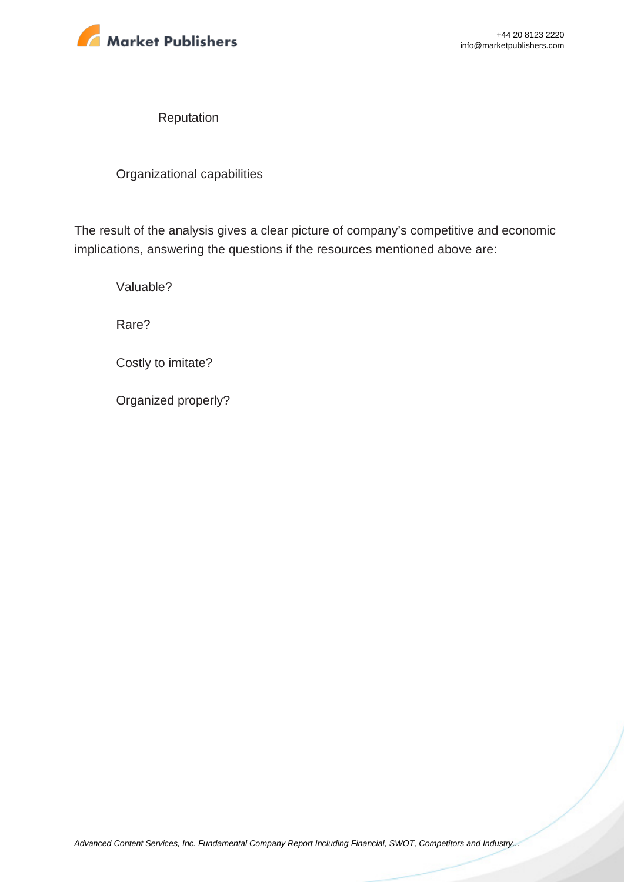Reputation

Organizational capabilities

The result of the analysis gives a clear picture of company's competitive and economic implications, answering the questions if the resources mentioned above are:

Valuable?

Rare?

Costly to imitate?

Organized properly?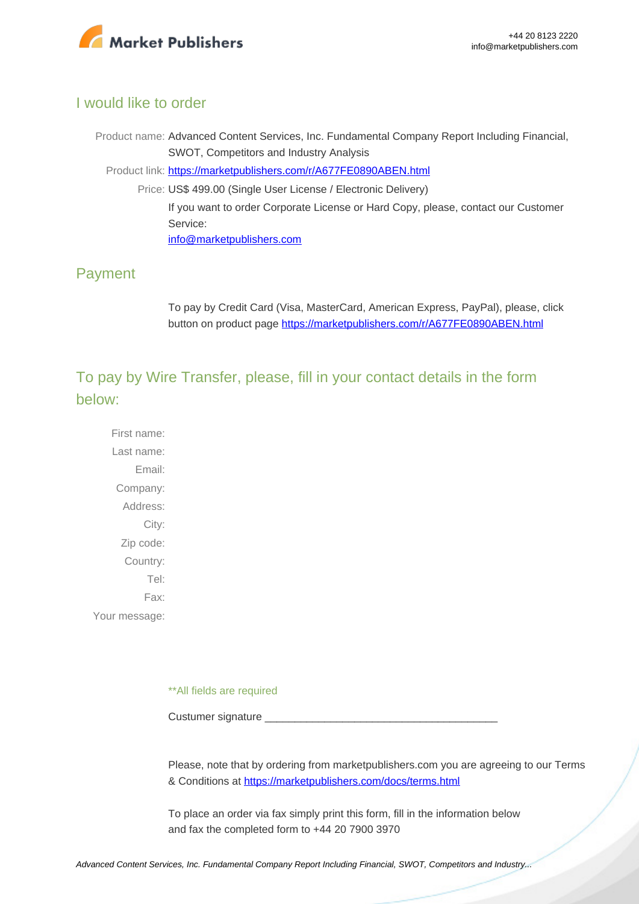## I would like to order

Product name: Advanced Content Services, Inc. Fundamental Company Report Including Financial, SWOT, Competitors and Industry Analysis

Product link: https://marketpublishers.com/r/A677FE0890ABEN.html

Price: US$ 499.00 (Single User License / Electronic Delivery)

If you want to order Corporate License or Hard Copy, please, contact our Customer Service:

info@marketpublishers.com

## Payment

To pay by Credit Card (Visa, MasterCard, American Express, PayPal), please, click button on product page https://marketpublishers.com/r/A677FE0890ABEN.html

## To pay by Wire Transfer, please, fill in your contact details in the form below:

First name:
Last name:
Email:
Company:
Address:
City:
Zip code:
Country:
Tel:
Fax:
Your message:

**All fields are required

Custumer signature _______________________________________

Please, note that by ordering from marketpublishers.com you are agreeing to our Terms & Conditions at https://marketpublishers.com/docs/terms.html

To place an order via fax simply print this form, fill in the information below and fax the completed form to +44 20 7900 3970